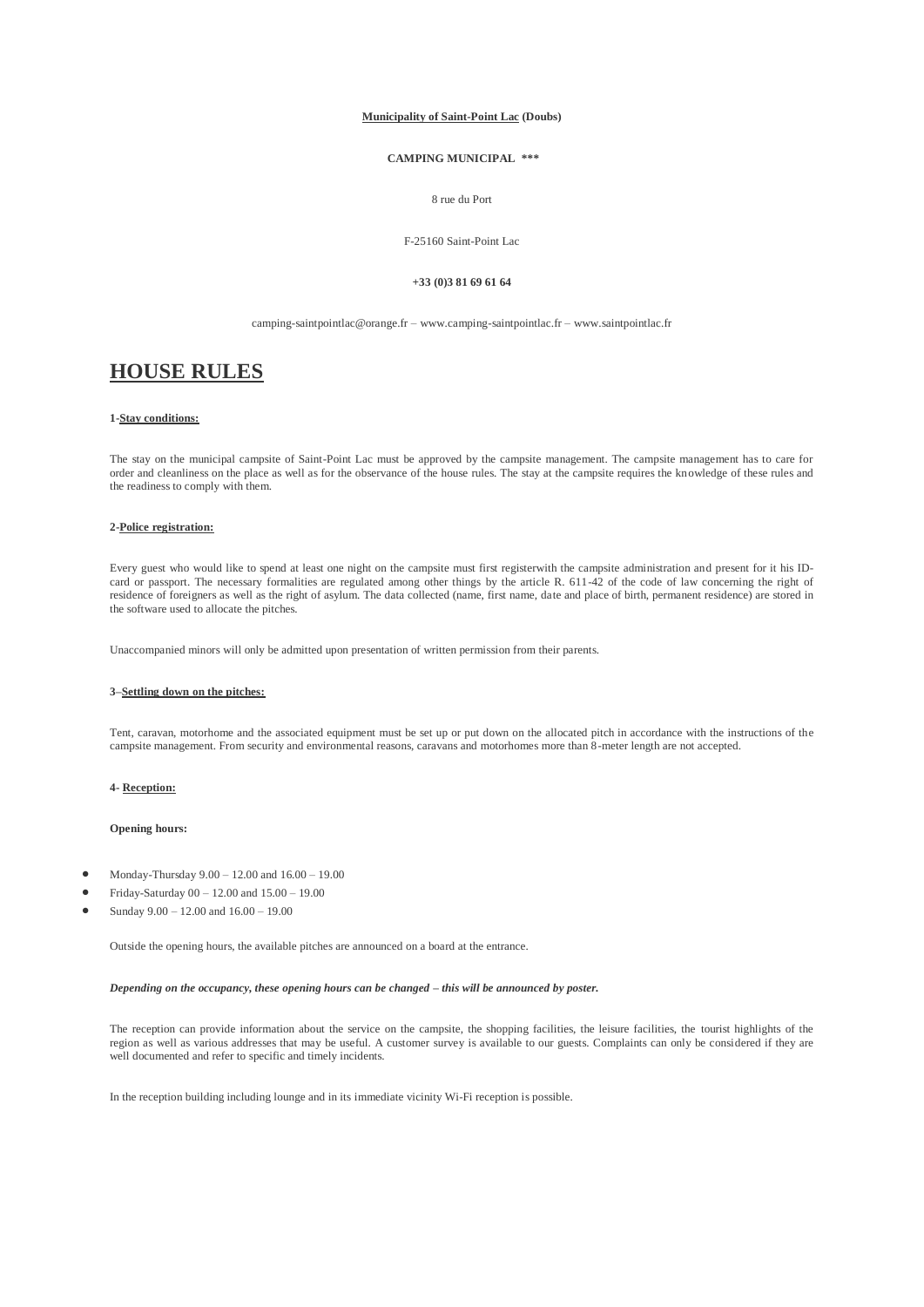**Municipality of Saint-Point Lac (Doubs)**

**CAMPING MUNICIPAL \*\*\***

8 rue du Port

F-25160 Saint-Point Lac

**+33 (0)3 81 69 61 64**

camping-saintpointlac@orange.fr – www.camping-saintpointlac.fr – www.saintpointlac.fr

# HOUSE RULES

**1-Stay conditions:**

The stay on the municipal campsite of Saint-Point Lac must be approved by the campsite management. The campsite management has to care for order and cleanliness on the place as well as for the observance of the house rules. The stay at the campsite requires the knowledge of these rules and the readiness to comply with them.

**2-Police registration:**

Every guest who would like to spend at least one night on the campsite must first registerwith the campsite administration and present for it his ID-card or passport. The necessary formalities are regulated among other things by the article R. 611-42 of the code of law concerning the right of residence of foreigners as well as the right of asylum. The data collected (name, first name, date and place of birth, permanent residence) are stored in the software used to allocate the pitches.

Unaccompanied minors will only be admitted upon presentation of written permission from their parents.

**3–Settling down on the pitches:**

Tent, caravan, motorhome and the associated equipment must be set up or put down on the allocated pitch in accordance with the instructions of the campsite management. From security and environmental reasons, caravans and motorhomes more than 8-meter length are not accepted.

**4- Reception:**

**Opening hours:**

- Monday-Thursday 9.00 – 12.00 and 16.00 – 19.00
- Friday-Saturday 00 – 12.00 and 15.00 – 19.00
- Sunday 9.00 – 12.00 and 16.00 – 19.00

Outside the opening hours, the available pitches are announced on a board at the entrance.

***Depending on the occupancy, these opening hours can be changed – this will be announced by poster.***

The reception can provide information about the service on the campsite, the shopping facilities, the leisure facilities, the tourist highlights of the region as well as various addresses that may be useful. A customer survey is available to our guests. Complaints can only be considered if they are well documented and refer to specific and timely incidents.

In the reception building including lounge and in its immediate vicinity Wi-Fi reception is possible.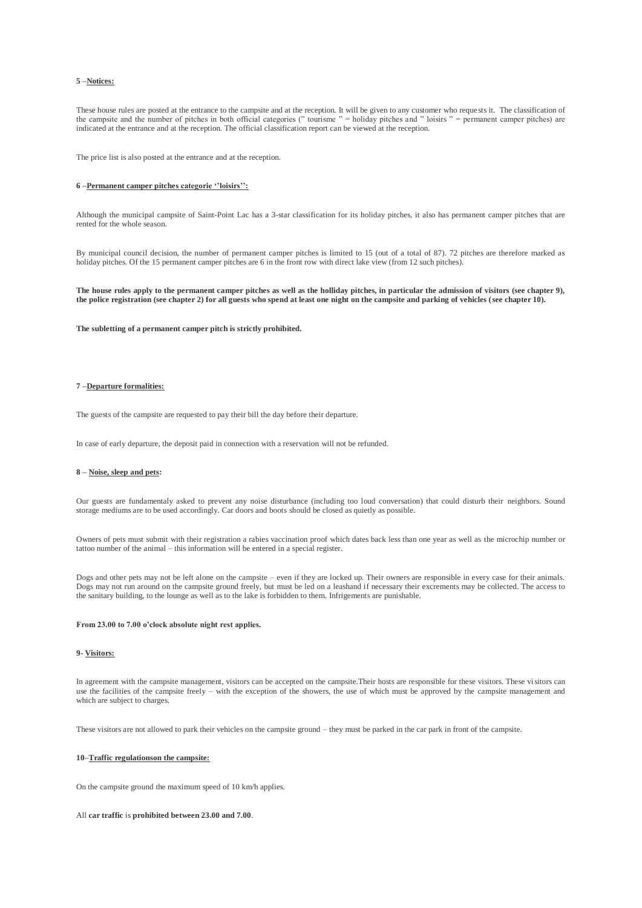**5 –Notices:**

These house rules are posted at the entrance to the campsite and at the reception. It will be given to any customer who requests it. The classification of the campsite and the number of pitches in both official categories (" tourisme " = holiday pitches and " loisirs " = permanent camper pitches) are indicated at the entrance and at the reception. The official classification report can be viewed at the reception.

The price list is also posted at the entrance and at the reception.

**6 –Permanent camper pitches categorie ''loisirs'':**

Although the municipal campsite of Saint-Point Lac has a 3-star classification for its holiday pitches, it also has permanent camper pitches that are rented for the whole season.

By municipal council decision, the number of permanent camper pitches is limited to 15 (out of a total of 87). 72 pitches are therefore marked as holiday pitches. Of the 15 permanent camper pitches are 6 in the front row with direct lake view (from 12 such pitches).

**The house rules apply to the permanent camper pitches as well as the holliday pitches, in particular the admission of visitors (see chapter 9), the police registration (see chapter 2) for all guests who spend at least one night on the campsite and parking of vehicles (see chapter 10).**

**The subletting of a permanent camper pitch is strictly prohibited.**

**7 –Departure formalities:**

The guests of the campsite are requested to pay their bill the day before their departure.

In case of early departure, the deposit paid in connection with a reservation will not be refunded.

**8 – Noise, sleep and pets:**

Our guests are fundamentaly asked to prevent any noise disturbance (including too loud conversation) that could disturb their neighbors. Sound storage mediums are to be used accordingly. Car doors and boots should be closed as quietly as possible.

Owners of pets must submit with their registration a rabies vaccination proof which dates back less than one year as well as the microchip number or tattoo number of the animal – this information will be entered in a special register.

Dogs and other pets may not be left alone on the campsite – even if they are locked up. Their owners are responsible in every case for their animals. Dogs may not run around on the campsite ground freely, but must be led on a leashand if necessary their excrements may be collected. The access to the sanitary building, to the lounge as well as to the lake is forbidden to them. Infrigements are punishable.

**From 23.00 to 7.00 o'clock absolute night rest applies.**

**9- Visitors:**

In agreement with the campsite management, visitors can be accepted on the campsite.Their hosts are responsible for these visitors. These visitors can use the facilities of the campsite freely – with the exception of the showers, the use of which must be approved by the campsite management and which are subject to charges.

These visitors are not allowed to park their vehicles on the campsite ground – they must be parked in the car park in front of the campsite.

**10–Traffic regulationson the campsite:**

On the campsite ground the maximum speed of 10 km/h applies.

All **car traffic** is **prohibited between 23.00 and 7.00**.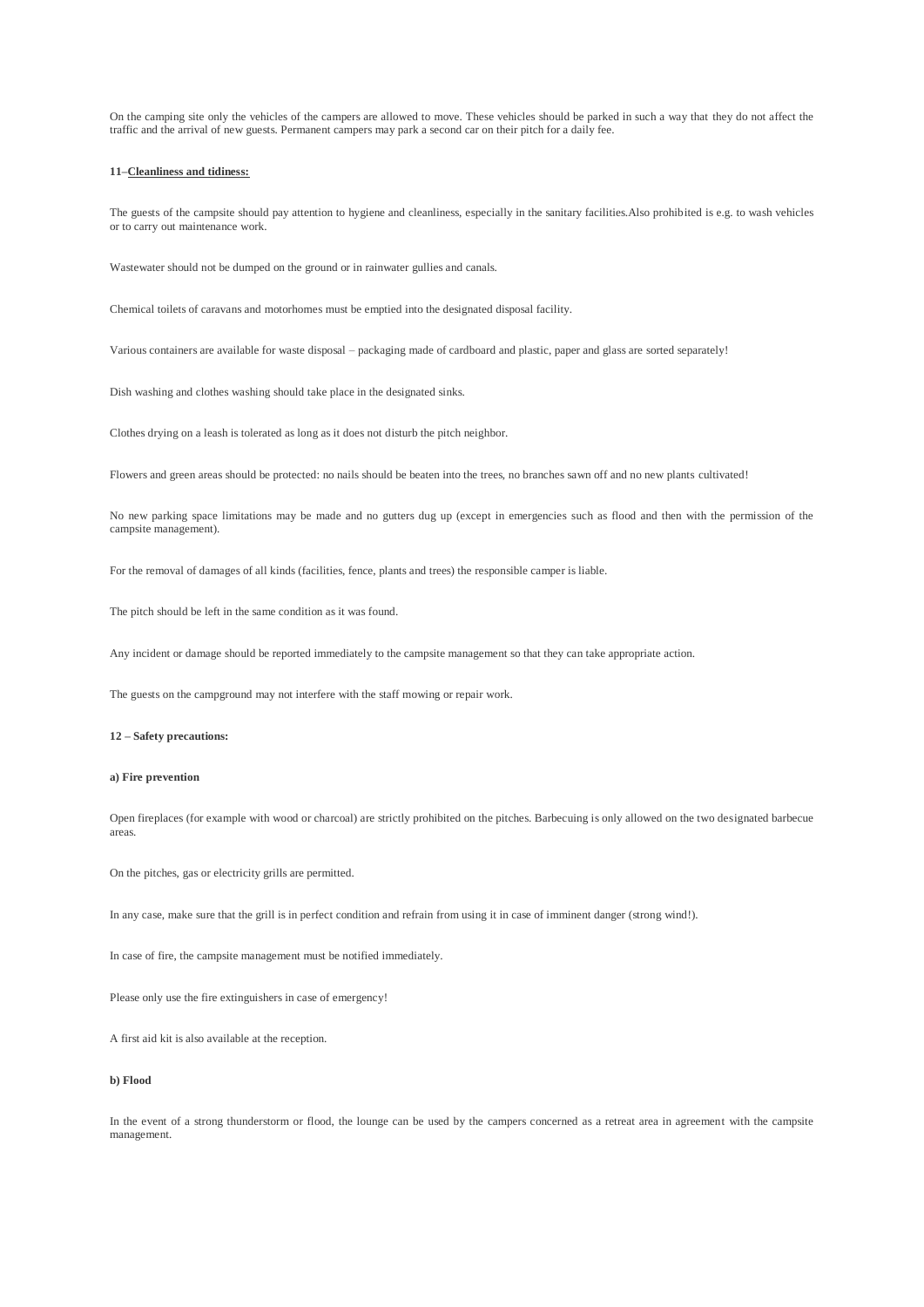On the camping site only the vehicles of the campers are allowed to move. These vehicles should be parked in such a way that they do not affect the traffic and the arrival of new guests. Permanent campers may park a second car on their pitch for a daily fee.

**11–Cleanliness and tidiness:**

The guests of the campsite should pay attention to hygiene and cleanliness, especially in the sanitary facilities.Also prohibited is e.g. to wash vehicles or to carry out maintenance work.

Wastewater should not be dumped on the ground or in rainwater gullies and canals.

Chemical toilets of caravans and motorhomes must be emptied into the designated disposal facility.

Various containers are available for waste disposal – packaging made of cardboard and plastic, paper and glass are sorted separately!

Dish washing and clothes washing should take place in the designated sinks.

Clothes drying on a leash is tolerated as long as it does not disturb the pitch neighbor.

Flowers and green areas should be protected: no nails should be beaten into the trees, no branches sawn off and no new plants cultivated!

No new parking space limitations may be made and no gutters dug up (except in emergencies such as flood and then with the permission of the campsite management).

For the removal of damages of all kinds (facilities, fence, plants and trees) the responsible camper is liable.

The pitch should be left in the same condition as it was found.

Any incident or damage should be reported immediately to the campsite management so that they can take appropriate action.

The guests on the campground may not interfere with the staff mowing or repair work.

**12 – Safety precautions:**

**a) Fire prevention**

Open fireplaces (for example with wood or charcoal) are strictly prohibited on the pitches. Barbecuing is only allowed on the two designated barbecue areas.

On the pitches, gas or electricity grills are permitted.

In any case, make sure that the grill is in perfect condition and refrain from using it in case of imminent danger (strong wind!).

In case of fire, the campsite management must be notified immediately.

Please only use the fire extinguishers in case of emergency!

A first aid kit is also available at the reception.

**b) Flood**

In the event of a strong thunderstorm or flood, the lounge can be used by the campers concerned as a retreat area in agreement with the campsite management.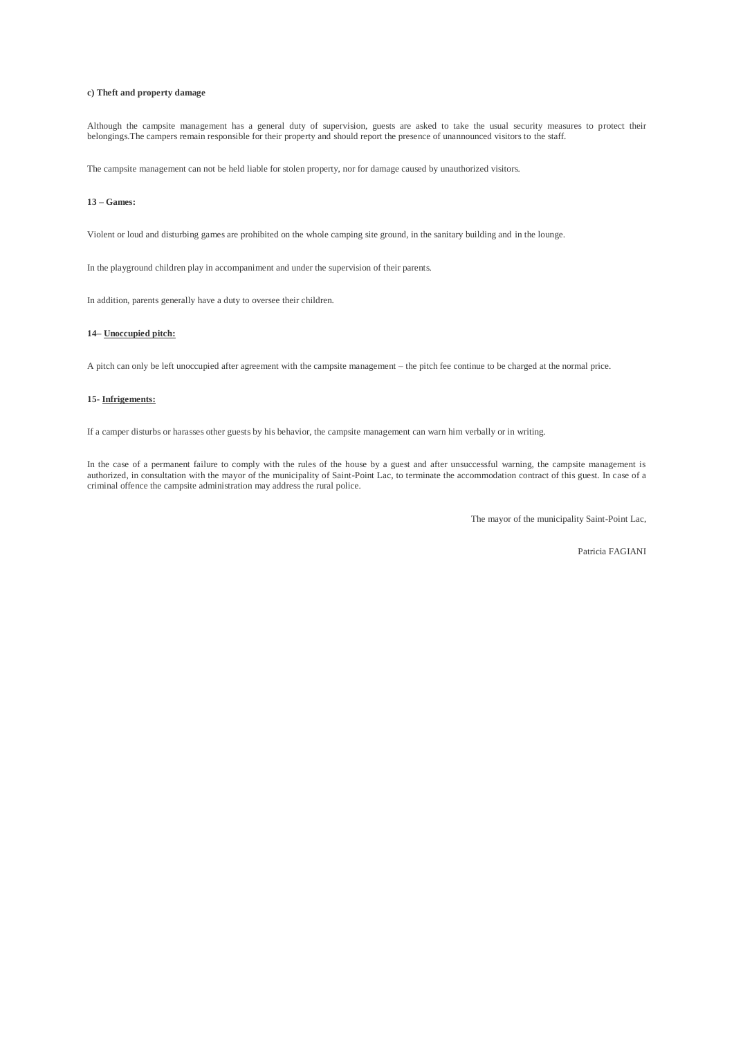**c) Theft and property damage**

Although the campsite management has a general duty of supervision, guests are asked to take the usual security measures to protect their belongings.The campers remain responsible for their property and should report the presence of unannounced visitors to the staff.

The campsite management can not be held liable for stolen property, nor for damage caused by unauthorized visitors.

**13 – Games:**

Violent or loud and disturbing games are prohibited on the whole camping site ground, in the sanitary building and in the lounge.

In the playground children play in accompaniment and under the supervision of their parents.

In addition, parents generally have a duty to oversee their children.

**14– Unoccupied pitch:**

A pitch can only be left unoccupied after agreement with the campsite management – the pitch fee continue to be charged at the normal price.

**15- Infrigements:**

If a camper disturbs or harasses other guests by his behavior, the campsite management can warn him verbally or in writing.

In the case of a permanent failure to comply with the rules of the house by a guest and after unsuccessful warning, the campsite management is authorized, in consultation with the mayor of the municipality of Saint-Point Lac, to terminate the accommodation contract of this guest. In case of a criminal offence the campsite administration may address the rural police.

The mayor of the municipality Saint-Point Lac,

Patricia FAGIANI